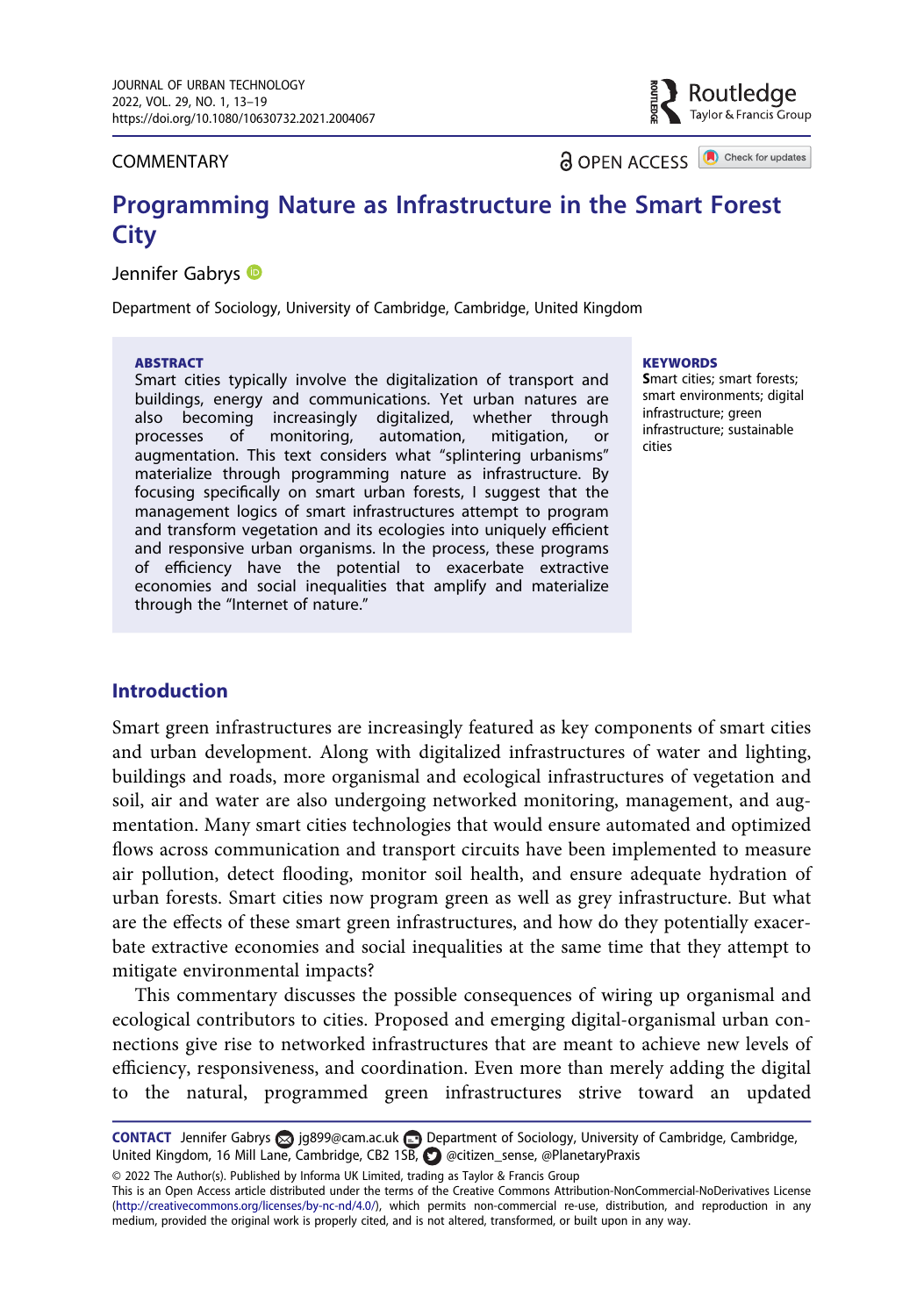COMMENTARY

OPEN ACCESS

# Programming Nature as Infrastructure in the Smart Forest City

Jennifer Gabrys

Department of Sociology, University of Cambridge, Cambridge, United Kingdom

**ABSTRACT**

Smart cities typically involve the digitalization of transport and buildings, energy and communications. Yet urban natures are also becoming increasingly digitalized, whether through processes of monitoring, automation, mitigation, or augmentation. This text considers what "splintering urbanisms" materialize through programming nature as infrastructure. By focusing specifically on smart urban forests, I suggest that the management logics of smart infrastructures attempt to program and transform vegetation and its ecologies into uniquely efficient and responsive urban organisms. In the process, these programs of efficiency have the potential to exacerbate extractive economies and social inequalities that amplify and materialize through the "Internet of nature."

**KEYWORDS**

Smart cities; smart forests; smart environments; digital infrastructure; green infrastructure; sustainable cities

## Introduction

Smart green infrastructures are increasingly featured as key components of smart cities and urban development. Along with digitalized infrastructures of water and lighting, buildings and roads, more organismal and ecological infrastructures of vegetation and soil, air and water are also undergoing networked monitoring, management, and augmentation. Many smart cities technologies that would ensure automated and optimized flows across communication and transport circuits have been implemented to measure air pollution, detect flooding, monitor soil health, and ensure adequate hydration of urban forests. Smart cities now program green as well as grey infrastructure. But what are the effects of these smart green infrastructures, and how do they potentially exacerbate extractive economies and social inequalities at the same time that they attempt to mitigate environmental impacts?

This commentary discusses the possible consequences of wiring up organismal and ecological contributors to cities. Proposed and emerging digital-organismal urban connections give rise to networked infrastructures that are meant to achieve new levels of efficiency, responsiveness, and coordination. Even more than merely adding the digital to the natural, programmed green infrastructures strive toward an updated

**CONTACT** Jennifer Gabrys jg899@cam.ac.uk Department of Sociology, University of Cambridge, Cambridge, United Kingdom, 16 Mill Lane, Cambridge, CB2 1SB, @citizen_sense, @PlanetaryPraxis

© 2022 The Author(s). Published by Informa UK Limited, trading as Taylor & Francis Group
This is an Open Access article distributed under the terms of the Creative Commons Attribution-NonCommercial-NoDerivatives License (http://creativecommons.org/licenses/by-nc-nd/4.0/), which permits non-commercial re-use, distribution, and reproduction in any medium, provided the original work is properly cited, and is not altered, transformed, or built upon in any way.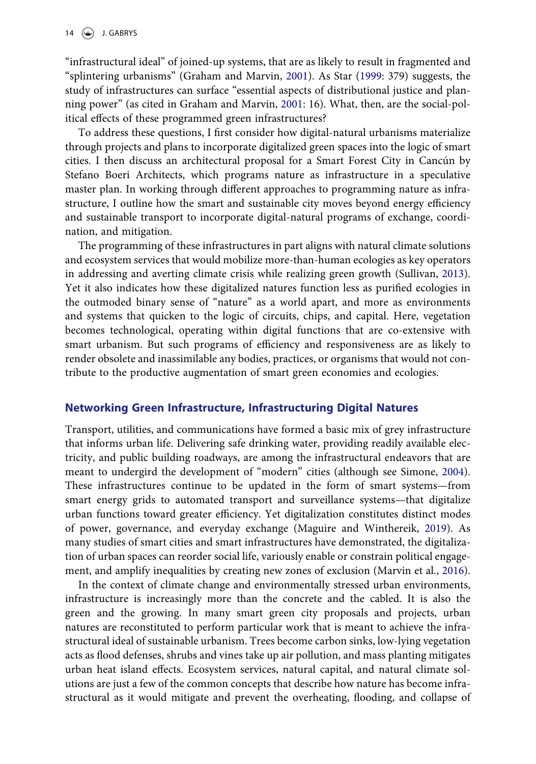"infrastructural ideal" of joined-up systems, that are as likely to result in fragmented and "splintering urbanisms" (Graham and Marvin, 2001). As Star (1999: 379) suggests, the study of infrastructures can surface "essential aspects of distributional justice and planning power" (as cited in Graham and Marvin, 2001: 16). What, then, are the social-political effects of these programmed green infrastructures?

To address these questions, I first consider how digital-natural urbanisms materialize through projects and plans to incorporate digitalized green spaces into the logic of smart cities. I then discuss an architectural proposal for a Smart Forest City in Cancún by Stefano Boeri Architects, which programs nature as infrastructure in a speculative master plan. In working through different approaches to programming nature as infrastructure, I outline how the smart and sustainable city moves beyond energy efficiency and sustainable transport to incorporate digital-natural programs of exchange, coordination, and mitigation.

The programming of these infrastructures in part aligns with natural climate solutions and ecosystem services that would mobilize more-than-human ecologies as key operators in addressing and averting climate crisis while realizing green growth (Sullivan, 2013). Yet it also indicates how these digitalized natures function less as purified ecologies in the outmoded binary sense of "nature" as a world apart, and more as environments and systems that quicken to the logic of circuits, chips, and capital. Here, vegetation becomes technological, operating within digital functions that are co-extensive with smart urbanism. But such programs of efficiency and responsiveness are as likely to render obsolete and inassimilable any bodies, practices, or organisms that would not contribute to the productive augmentation of smart green economies and ecologies.

## Networking Green Infrastructure, Infrastructuring Digital Natures

Transport, utilities, and communications have formed a basic mix of grey infrastructure that informs urban life. Delivering safe drinking water, providing readily available electricity, and public building roadways, are among the infrastructural endeavors that are meant to undergird the development of "modern" cities (although see Simone, 2004). These infrastructures continue to be updated in the form of smart systems—from smart energy grids to automated transport and surveillance systems—that digitalize urban functions toward greater efficiency. Yet digitalization constitutes distinct modes of power, governance, and everyday exchange (Maguire and Winthereik, 2019). As many studies of smart cities and smart infrastructures have demonstrated, the digitalization of urban spaces can reorder social life, variously enable or constrain political engagement, and amplify inequalities by creating new zones of exclusion (Marvin et al., 2016).

In the context of climate change and environmentally stressed urban environments, infrastructure is increasingly more than the concrete and the cabled. It is also the green and the growing. In many smart green city proposals and projects, urban natures are reconstituted to perform particular work that is meant to achieve the infrastructural ideal of sustainable urbanism. Trees become carbon sinks, low-lying vegetation acts as flood defenses, shrubs and vines take up air pollution, and mass planting mitigates urban heat island effects. Ecosystem services, natural capital, and natural climate solutions are just a few of the common concepts that describe how nature has become infrastructural as it would mitigate and prevent the overheating, flooding, and collapse of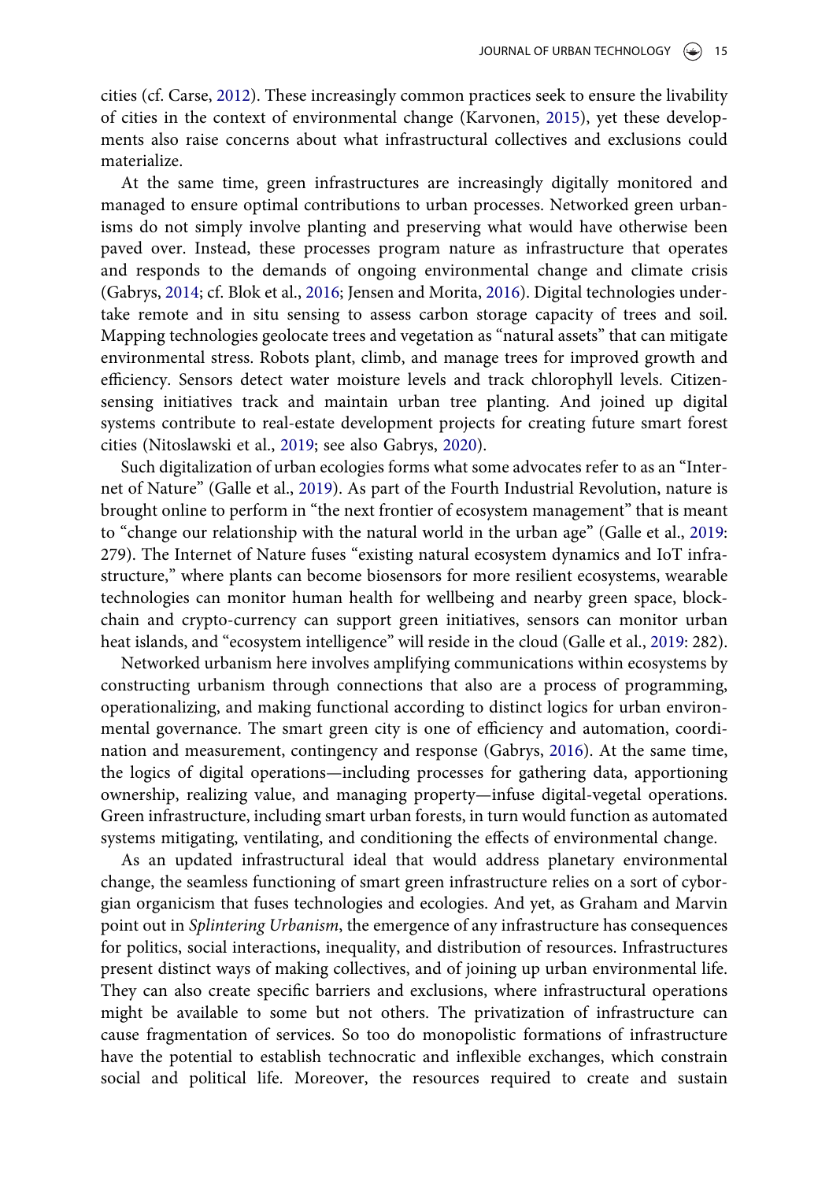cities (cf. Carse, 2012). These increasingly common practices seek to ensure the livability of cities in the context of environmental change (Karvonen, 2015), yet these developments also raise concerns about what infrastructural collectives and exclusions could materialize.

At the same time, green infrastructures are increasingly digitally monitored and managed to ensure optimal contributions to urban processes. Networked green urbanisms do not simply involve planting and preserving what would have otherwise been paved over. Instead, these processes program nature as infrastructure that operates and responds to the demands of ongoing environmental change and climate crisis (Gabrys, 2014; cf. Blok et al., 2016; Jensen and Morita, 2016). Digital technologies undertake remote and in situ sensing to assess carbon storage capacity of trees and soil. Mapping technologies geolocate trees and vegetation as "natural assets" that can mitigate environmental stress. Robots plant, climb, and manage trees for improved growth and efficiency. Sensors detect water moisture levels and track chlorophyll levels. Citizen-sensing initiatives track and maintain urban tree planting. And joined up digital systems contribute to real-estate development projects for creating future smart forest cities (Nitoslawski et al., 2019; see also Gabrys, 2020).

Such digitalization of urban ecologies forms what some advocates refer to as an "Internet of Nature" (Galle et al., 2019). As part of the Fourth Industrial Revolution, nature is brought online to perform in "the next frontier of ecosystem management" that is meant to "change our relationship with the natural world in the urban age" (Galle et al., 2019: 279). The Internet of Nature fuses "existing natural ecosystem dynamics and IoT infrastructure," where plants can become biosensors for more resilient ecosystems, wearable technologies can monitor human health for wellbeing and nearby green space, blockchain and crypto-currency can support green initiatives, sensors can monitor urban heat islands, and "ecosystem intelligence" will reside in the cloud (Galle et al., 2019: 282).

Networked urbanism here involves amplifying communications within ecosystems by constructing urbanism through connections that also are a process of programming, operationalizing, and making functional according to distinct logics for urban environmental governance. The smart green city is one of efficiency and automation, coordination and measurement, contingency and response (Gabrys, 2016). At the same time, the logics of digital operations—including processes for gathering data, apportioning ownership, realizing value, and managing property—infuse digital-vegetal operations. Green infrastructure, including smart urban forests, in turn would function as automated systems mitigating, ventilating, and conditioning the effects of environmental change.

As an updated infrastructural ideal that would address planetary environmental change, the seamless functioning of smart green infrastructure relies on a sort of cyborgian organicism that fuses technologies and ecologies. And yet, as Graham and Marvin point out in *Splintering Urbanism*, the emergence of any infrastructure has consequences for politics, social interactions, inequality, and distribution of resources. Infrastructures present distinct ways of making collectives, and of joining up urban environmental life. They can also create specific barriers and exclusions, where infrastructural operations might be available to some but not others. The privatization of infrastructure can cause fragmentation of services. So too do monopolistic formations of infrastructure have the potential to establish technocratic and inflexible exchanges, which constrain social and political life. Moreover, the resources required to create and sustain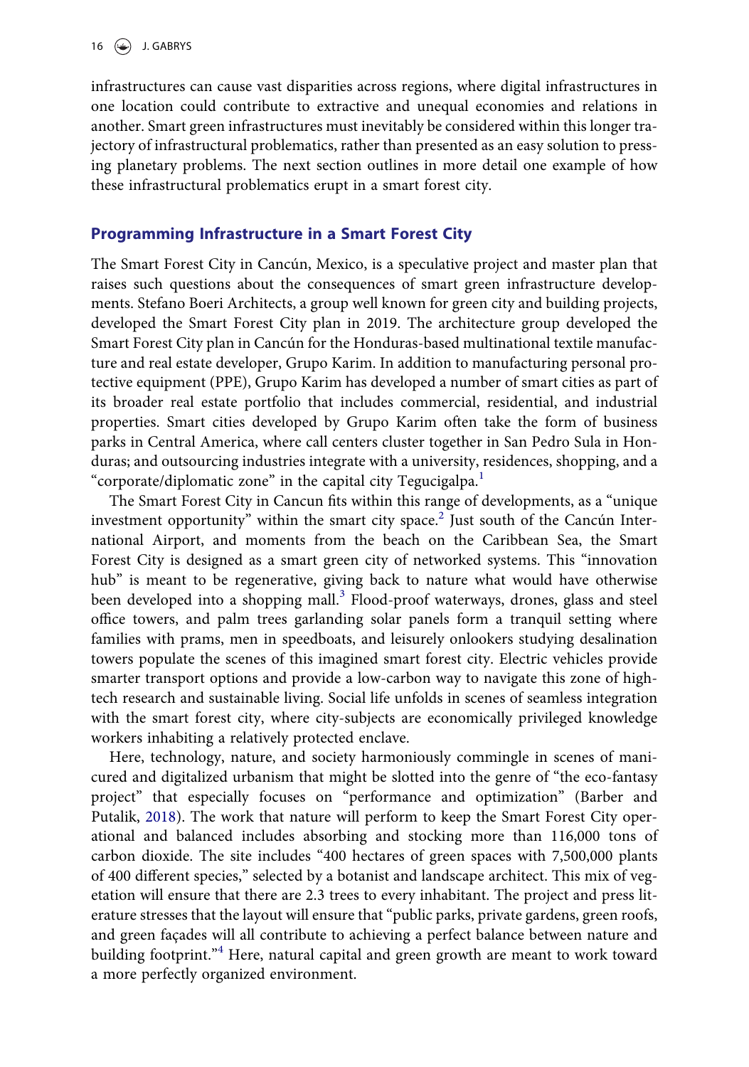infrastructures can cause vast disparities across regions, where digital infrastructures in one location could contribute to extractive and unequal economies and relations in another. Smart green infrastructures must inevitably be considered within this longer trajectory of infrastructural problematics, rather than presented as an easy solution to pressing planetary problems. The next section outlines in more detail one example of how these infrastructural problematics erupt in a smart forest city.

## Programming Infrastructure in a Smart Forest City

The Smart Forest City in Cancún, Mexico, is a speculative project and master plan that raises such questions about the consequences of smart green infrastructure developments. Stefano Boeri Architects, a group well known for green city and building projects, developed the Smart Forest City plan in 2019. The architecture group developed the Smart Forest City plan in Cancún for the Honduras-based multinational textile manufacture and real estate developer, Grupo Karim. In addition to manufacturing personal protective equipment (PPE), Grupo Karim has developed a number of smart cities as part of its broader real estate portfolio that includes commercial, residential, and industrial properties. Smart cities developed by Grupo Karim often take the form of business parks in Central America, where call centers cluster together in San Pedro Sula in Honduras; and outsourcing industries integrate with a university, residences, shopping, and a "corporate/diplomatic zone" in the capital city Tegucigalpa.[1]

The Smart Forest City in Cancun fits within this range of developments, as a "unique investment opportunity" within the smart city space.[2] Just south of the Cancún International Airport, and moments from the beach on the Caribbean Sea, the Smart Forest City is designed as a smart green city of networked systems. This "innovation hub" is meant to be regenerative, giving back to nature what would have otherwise been developed into a shopping mall.[3] Flood-proof waterways, drones, glass and steel office towers, and palm trees garlanding solar panels form a tranquil setting where families with prams, men in speedboats, and leisurely onlookers studying desalination towers populate the scenes of this imagined smart forest city. Electric vehicles provide smarter transport options and provide a low-carbon way to navigate this zone of high-tech research and sustainable living. Social life unfolds in scenes of seamless integration with the smart forest city, where city-subjects are economically privileged knowledge workers inhabiting a relatively protected enclave.

Here, technology, nature, and society harmoniously commingle in scenes of manicured and digitalized urbanism that might be slotted into the genre of "the eco-fantasy project" that especially focuses on "performance and optimization" (Barber and Putalik, 2018). The work that nature will perform to keep the Smart Forest City operational and balanced includes absorbing and stocking more than 116,000 tons of carbon dioxide. The site includes "400 hectares of green spaces with 7,500,000 plants of 400 different species," selected by a botanist and landscape architect. This mix of vegetation will ensure that there are 2.3 trees to every inhabitant. The project and press literature stresses that the layout will ensure that "public parks, private gardens, green roofs, and green façades will all contribute to achieving a perfect balance between nature and building footprint."[4] Here, natural capital and green growth are meant to work toward a more perfectly organized environment.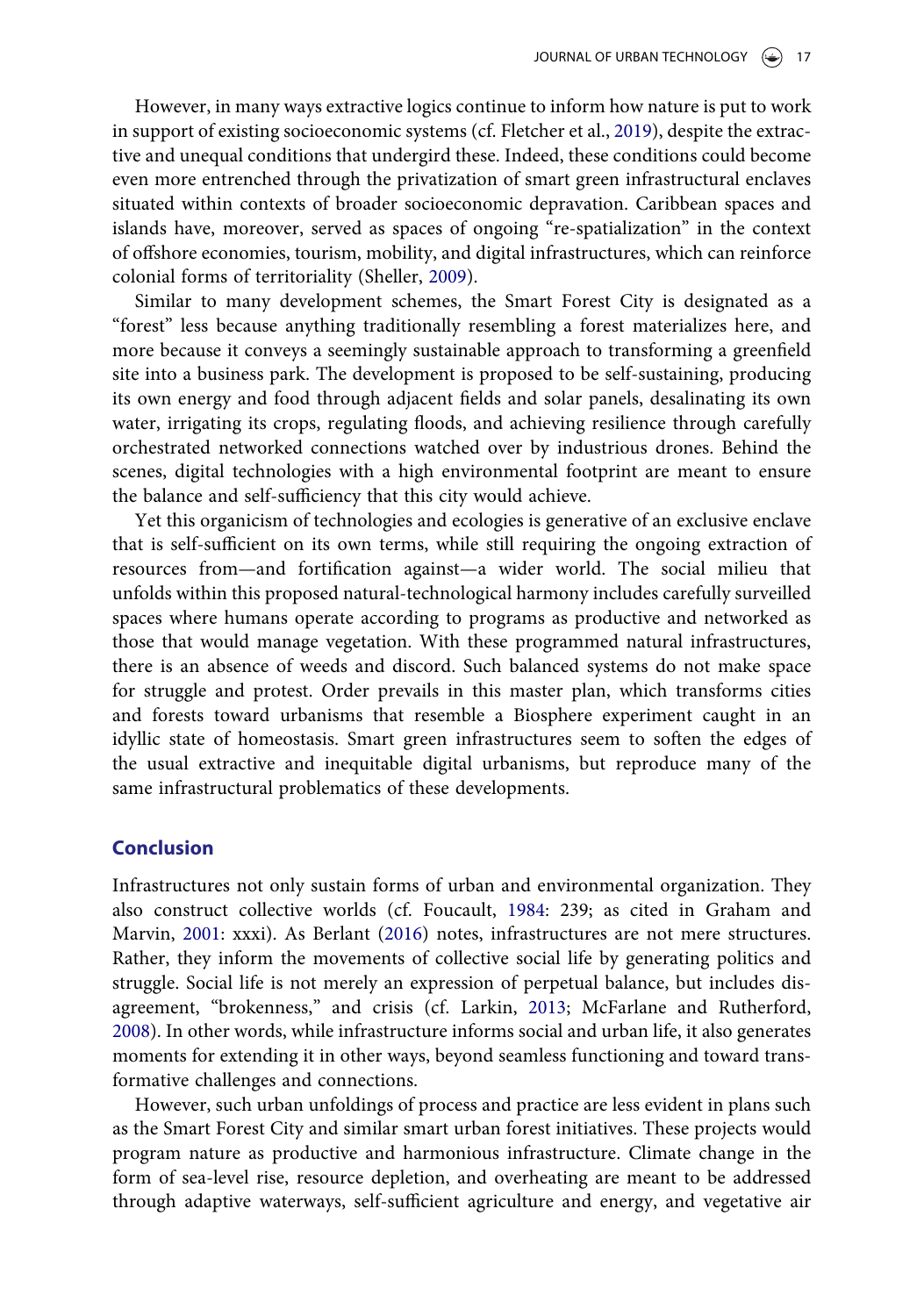However, in many ways extractive logics continue to inform how nature is put to work in support of existing socioeconomic systems (cf. Fletcher et al., 2019), despite the extractive and unequal conditions that undergird these. Indeed, these conditions could become even more entrenched through the privatization of smart green infrastructural enclaves situated within contexts of broader socioeconomic depravation. Caribbean spaces and islands have, moreover, served as spaces of ongoing "re-spatialization" in the context of offshore economies, tourism, mobility, and digital infrastructures, which can reinforce colonial forms of territoriality (Sheller, 2009).

Similar to many development schemes, the Smart Forest City is designated as a "forest" less because anything traditionally resembling a forest materializes here, and more because it conveys a seemingly sustainable approach to transforming a greenfield site into a business park. The development is proposed to be self-sustaining, producing its own energy and food through adjacent fields and solar panels, desalinating its own water, irrigating its crops, regulating floods, and achieving resilience through carefully orchestrated networked connections watched over by industrious drones. Behind the scenes, digital technologies with a high environmental footprint are meant to ensure the balance and self-sufficiency that this city would achieve.

Yet this organicism of technologies and ecologies is generative of an exclusive enclave that is self-sufficient on its own terms, while still requiring the ongoing extraction of resources from—and fortification against—a wider world. The social milieu that unfolds within this proposed natural-technological harmony includes carefully surveilled spaces where humans operate according to programs as productive and networked as those that would manage vegetation. With these programmed natural infrastructures, there is an absence of weeds and discord. Such balanced systems do not make space for struggle and protest. Order prevails in this master plan, which transforms cities and forests toward urbanisms that resemble a Biosphere experiment caught in an idyllic state of homeostasis. Smart green infrastructures seem to soften the edges of the usual extractive and inequitable digital urbanisms, but reproduce many of the same infrastructural problematics of these developments.

## Conclusion

Infrastructures not only sustain forms of urban and environmental organization. They also construct collective worlds (cf. Foucault, 1984: 239; as cited in Graham and Marvin, 2001: xxxi). As Berlant (2016) notes, infrastructures are not mere structures. Rather, they inform the movements of collective social life by generating politics and struggle. Social life is not merely an expression of perpetual balance, but includes disagreement, "brokenness," and crisis (cf. Larkin, 2013; McFarlane and Rutherford, 2008). In other words, while infrastructure informs social and urban life, it also generates moments for extending it in other ways, beyond seamless functioning and toward transformative challenges and connections.

However, such urban unfoldings of process and practice are less evident in plans such as the Smart Forest City and similar smart urban forest initiatives. These projects would program nature as productive and harmonious infrastructure. Climate change in the form of sea-level rise, resource depletion, and overheating are meant to be addressed through adaptive waterways, self-sufficient agriculture and energy, and vegetative air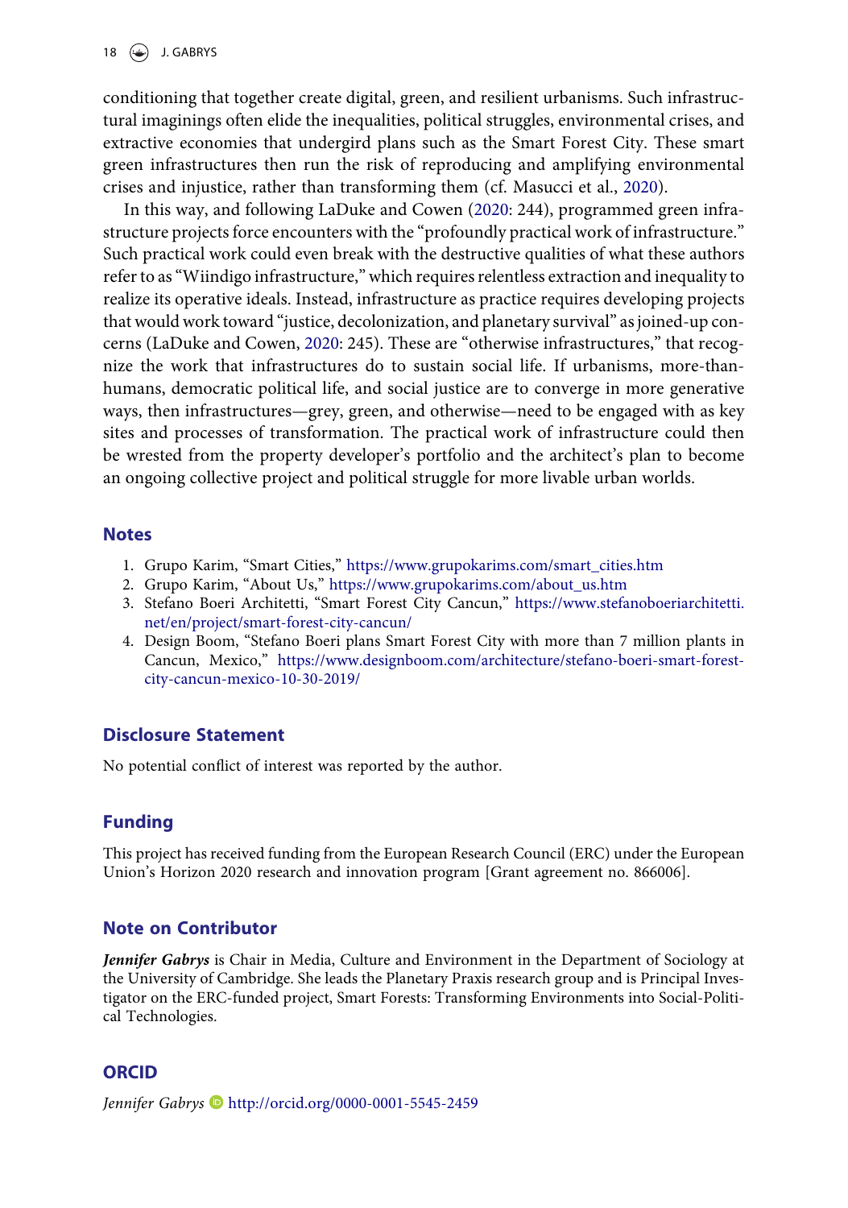conditioning that together create digital, green, and resilient urbanisms. Such infrastructural imaginings often elide the inequalities, political struggles, environmental crises, and extractive economies that undergird plans such as the Smart Forest City. These smart green infrastructures then run the risk of reproducing and amplifying environmental crises and injustice, rather than transforming them (cf. Masucci et al., 2020).

In this way, and following LaDuke and Cowen (2020: 244), programmed green infrastructure projects force encounters with the "profoundly practical work of infrastructure." Such practical work could even break with the destructive qualities of what these authors refer to as "Wiindigo infrastructure," which requires relentless extraction and inequality to realize its operative ideals. Instead, infrastructure as practice requires developing projects that would work toward "justice, decolonization, and planetary survival" as joined-up concerns (LaDuke and Cowen, 2020: 245). These are "otherwise infrastructures," that recognize the work that infrastructures do to sustain social life. If urbanisms, more-than-humans, democratic political life, and social justice are to converge in more generative ways, then infrastructures—grey, green, and otherwise—need to be engaged with as key sites and processes of transformation. The practical work of infrastructure could then be wrested from the property developer's portfolio and the architect's plan to become an ongoing collective project and political struggle for more livable urban worlds.

## Notes

1. Grupo Karim, "Smart Cities," https://www.grupokarims.com/smart_cities.htm
2. Grupo Karim, "About Us," https://www.grupokarims.com/about_us.htm
3. Stefano Boeri Architetti, "Smart Forest City Cancun," https://www.stefanoboeriarchitetti.net/en/project/smart-forest-city-cancun/
4. Design Boom, "Stefano Boeri plans Smart Forest City with more than 7 million plants in Cancun, Mexico," https://www.designboom.com/architecture/stefano-boeri-smart-forest-city-cancun-mexico-10-30-2019/

## Disclosure Statement

No potential conflict of interest was reported by the author.

## Funding

This project has received funding from the European Research Council (ERC) under the European Union's Horizon 2020 research and innovation program [Grant agreement no. 866006].

## Note on Contributor

***Jennifer Gabrys*** is Chair in Media, Culture and Environment in the Department of Sociology at the University of Cambridge. She leads the Planetary Praxis research group and is Principal Investigator on the ERC-funded project, Smart Forests: Transforming Environments into Social-Political Technologies.

## ORCID

*Jennifer Gabrys* http://orcid.org/0000-0001-5545-2459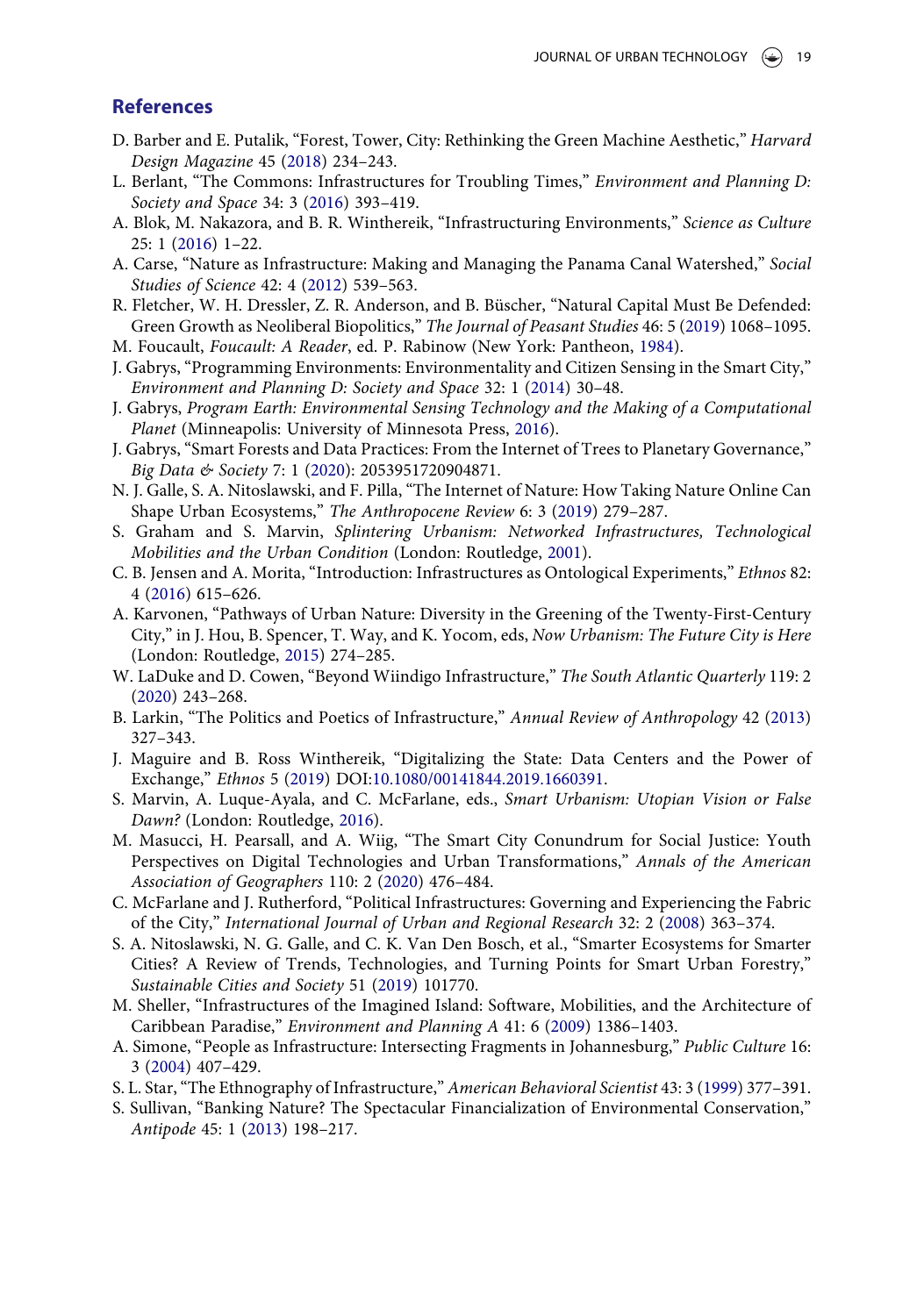## References

D. Barber and E. Putalik, "Forest, Tower, City: Rethinking the Green Machine Aesthetic," *Harvard Design Magazine* 45 (2018) 234–243.

L. Berlant, "The Commons: Infrastructures for Troubling Times," *Environment and Planning D: Society and Space* 34: 3 (2016) 393–419.

A. Blok, M. Nakazora, and B. R. Winthereik, "Infrastructuring Environments," *Science as Culture* 25: 1 (2016) 1–22.

A. Carse, "Nature as Infrastructure: Making and Managing the Panama Canal Watershed," *Social Studies of Science* 42: 4 (2012) 539–563.

R. Fletcher, W. H. Dressler, Z. R. Anderson, and B. Büscher, "Natural Capital Must Be Defended: Green Growth as Neoliberal Biopolitics," *The Journal of Peasant Studies* 46: 5 (2019) 1068–1095.

M. Foucault, *Foucault: A Reader*, ed. P. Rabinow (New York: Pantheon, 1984).

J. Gabrys, "Programming Environments: Environmentality and Citizen Sensing in the Smart City," *Environment and Planning D: Society and Space* 32: 1 (2014) 30–48.

J. Gabrys, *Program Earth: Environmental Sensing Technology and the Making of a Computational Planet* (Minneapolis: University of Minnesota Press, 2016).

J. Gabrys, "Smart Forests and Data Practices: From the Internet of Trees to Planetary Governance," *Big Data & Society* 7: 1 (2020): 2053951720904871.

N. J. Galle, S. A. Nitoslawski, and F. Pilla, "The Internet of Nature: How Taking Nature Online Can Shape Urban Ecosystems," *The Anthropocene Review* 6: 3 (2019) 279–287.

S. Graham and S. Marvin, *Splintering Urbanism: Networked Infrastructures, Technological Mobilities and the Urban Condition* (London: Routledge, 2001).

C. B. Jensen and A. Morita, "Introduction: Infrastructures as Ontological Experiments," *Ethnos* 82: 4 (2016) 615–626.

A. Karvonen, "Pathways of Urban Nature: Diversity in the Greening of the Twenty-First-Century City," in J. Hou, B. Spencer, T. Way, and K. Yocom, eds, *Now Urbanism: The Future City is Here* (London: Routledge, 2015) 274–285.

W. LaDuke and D. Cowen, "Beyond Wiindigo Infrastructure," *The South Atlantic Quarterly* 119: 2 (2020) 243–268.

B. Larkin, "The Politics and Poetics of Infrastructure," *Annual Review of Anthropology* 42 (2013) 327–343.

J. Maguire and B. Ross Winthereik, "Digitalizing the State: Data Centers and the Power of Exchange," *Ethnos* 5 (2019) DOI:10.1080/00141844.2019.1660391.

S. Marvin, A. Luque-Ayala, and C. McFarlane, eds., *Smart Urbanism: Utopian Vision or False Dawn?* (London: Routledge, 2016).

M. Masucci, H. Pearsall, and A. Wiig, "The Smart City Conundrum for Social Justice: Youth Perspectives on Digital Technologies and Urban Transformations," *Annals of the American Association of Geographers* 110: 2 (2020) 476–484.

C. McFarlane and J. Rutherford, "Political Infrastructures: Governing and Experiencing the Fabric of the City," *International Journal of Urban and Regional Research* 32: 2 (2008) 363–374.

S. A. Nitoslawski, N. G. Galle, and C. K. Van Den Bosch, et al., "Smarter Ecosystems for Smarter Cities? A Review of Trends, Technologies, and Turning Points for Smart Urban Forestry," *Sustainable Cities and Society* 51 (2019) 101770.

M. Sheller, "Infrastructures of the Imagined Island: Software, Mobilities, and the Architecture of Caribbean Paradise," *Environment and Planning A* 41: 6 (2009) 1386–1403.

A. Simone, "People as Infrastructure: Intersecting Fragments in Johannesburg," *Public Culture* 16: 3 (2004) 407–429.

S. L. Star, "The Ethnography of Infrastructure," *American Behavioral Scientist* 43: 3 (1999) 377–391.

S. Sullivan, "Banking Nature? The Spectacular Financialization of Environmental Conservation," *Antipode* 45: 1 (2013) 198–217.